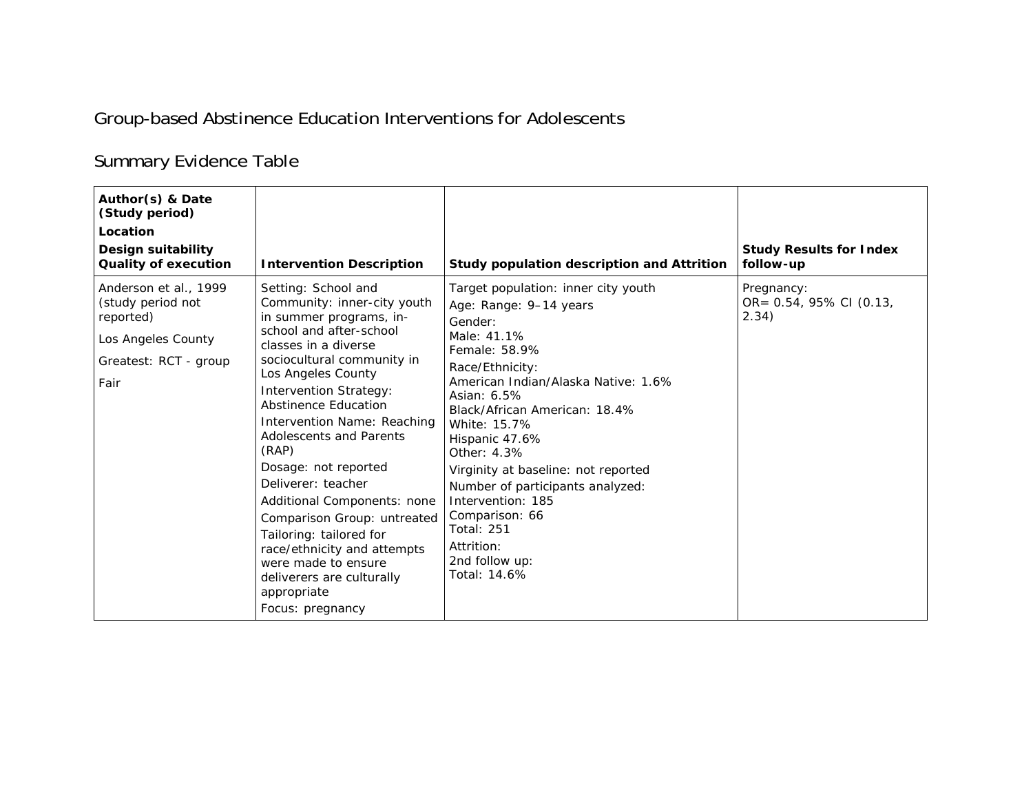# Group-based Abstinence Education Interventions for Adolescents

## Summary Evidence Table

| Author(s) & Date (Study period)<br>Location<br>Design suitability<br>Quality of execution | Intervention Description | Study population description and Attrition | Study Results for Index follow-up |
|---|---|---|---|
| Anderson et al., 1999 (study period not reported)<br>Los Angeles County<br>Greatest: RCT - group<br>Fair | Setting: School and Community: inner-city youth in summer programs, in-school and after-school classes in a diverse sociocultural community in Los Angeles County<br>Intervention Strategy: Abstinence Education<br>Intervention Name: Reaching Adolescents and Parents (RAP)<br>Dosage: not reported<br>Deliverer: teacher<br>Additional Components: none<br>Comparison Group: untreated<br>Tailoring: tailored for race/ethnicity and attempts were made to ensure deliverers are culturally appropriate<br>Focus: pregnancy | Target population: inner city youth<br>Age: Range: 9–14 years<br>Gender:<br>Male: 41.1%<br>Female: 58.9%<br>Race/Ethnicity:<br>American Indian/Alaska Native: 1.6%<br>Asian: 6.5%<br>Black/African American: 18.4%<br>White: 15.7%<br>Hispanic 47.6%<br>Other: 4.3%<br>Virginity at baseline: not reported<br>Number of participants analyzed:<br>Intervention: 185<br>Comparison: 66<br>Total: 251<br>Attrition:<br>2nd follow up:<br>Total: 14.6% | Pregnancy:<br>OR= 0.54, 95% CI (0.13, 2.34) |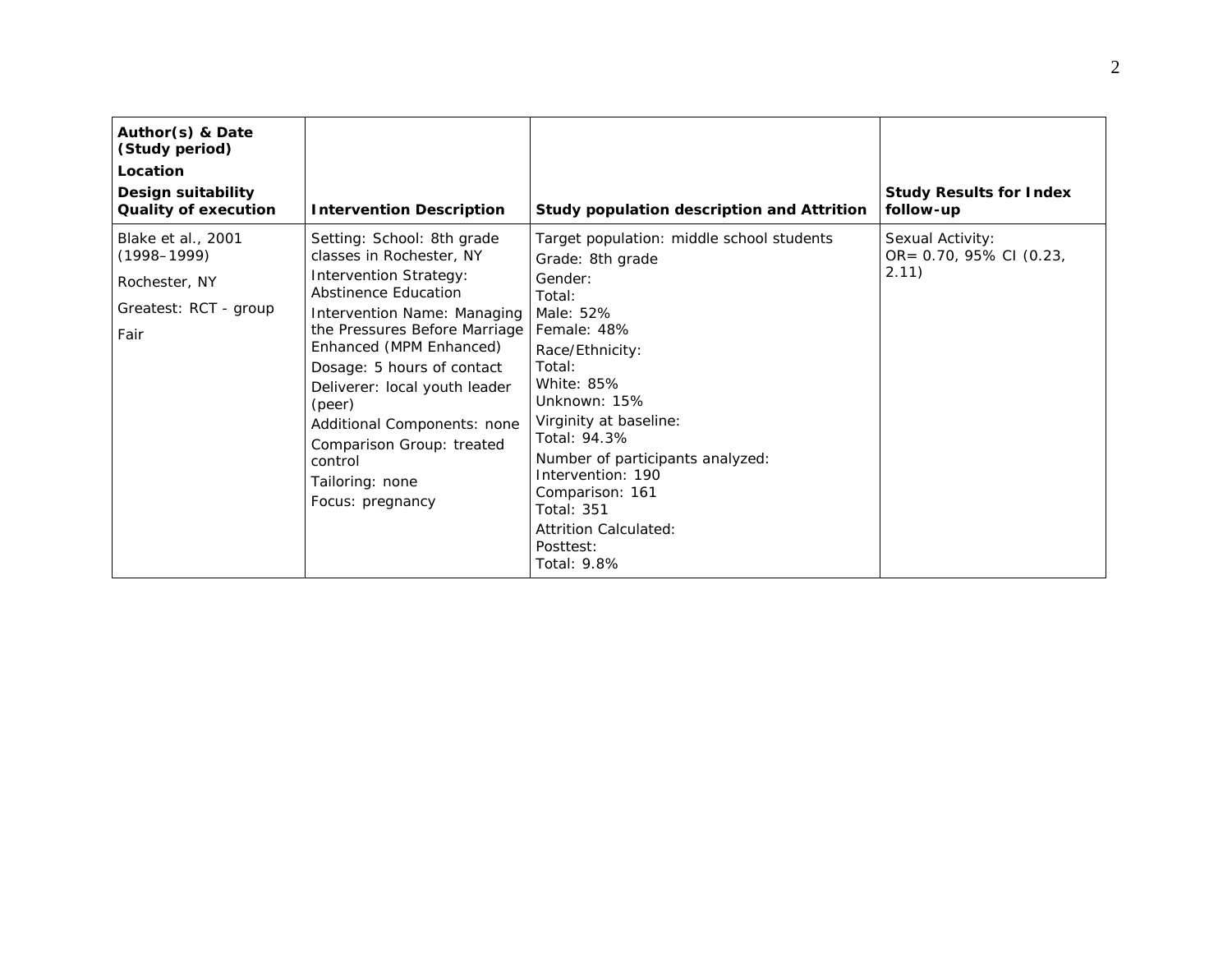| **Author(s) & Date (Study period)** <br> **Location** <br> **Design suitability** <br> **Quality of execution** | **Intervention Description** | **Study population description and Attrition** | **Study Results for Index follow-up** |
|---|---|---|---|
| Blake et al., 2001 (1998–1999) <br> Rochester, NY <br> Greatest: RCT - group <br> Fair | Setting: School: 8th grade classes in Rochester, NY <br> Intervention Strategy: Abstinence Education <br> Intervention Name: Managing the Pressures Before Marriage Enhanced (MPM Enhanced) <br> Dosage: 5 hours of contact <br> Deliverer: local youth leader (peer) <br> Additional Components: none <br> Comparison Group: treated control <br> Tailoring: none <br> Focus: pregnancy | Target population: middle school students <br> Grade: 8th grade <br> Gender: <br> Total: <br> Male: 52% <br> Female: 48% <br> Race/Ethnicity: <br> Total: <br> White: 85% <br> Unknown: 15% <br> Virginity at baseline: <br> Total: 94.3% <br> Number of participants analyzed: <br> Intervention: 190 <br> Comparison: 161 <br> Total: 351 <br> Attrition Calculated: <br> Posttest: <br> Total: 9.8% | Sexual Activity: <br> OR= 0.70, 95% CI (0.23, 2.11) |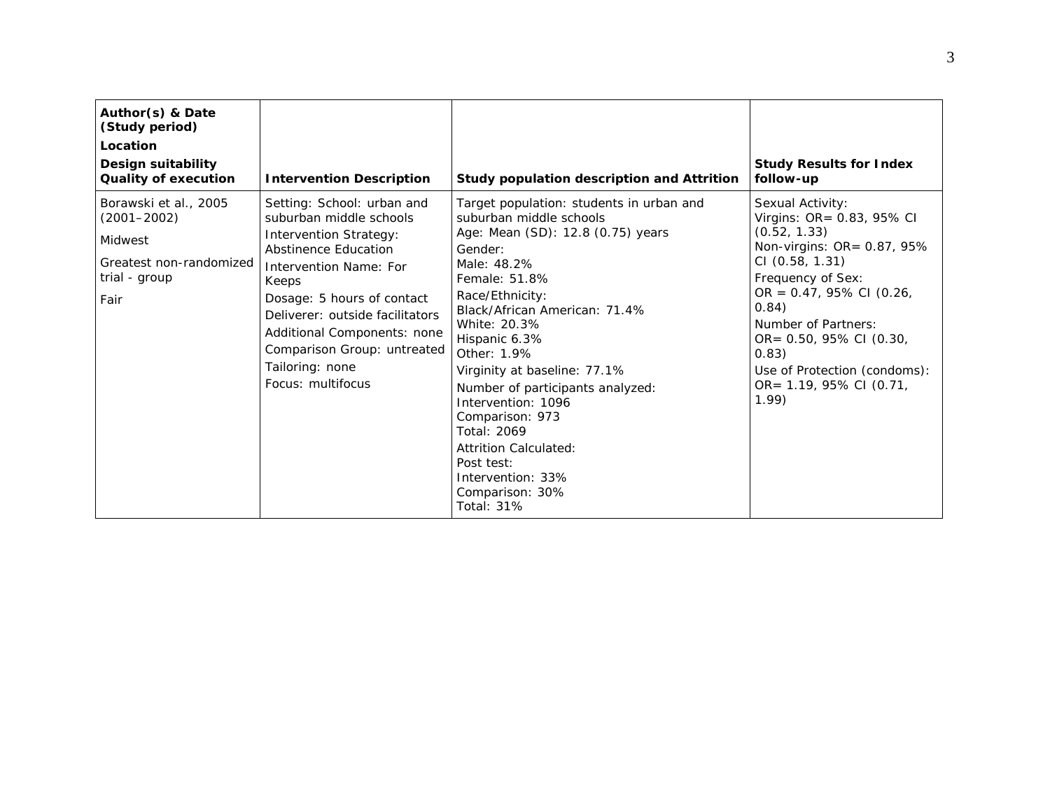| **Author(s) & Date (Study period)**<br>**Location**<br>**Design suitability**<br>**Quality of execution** | **Intervention Description** | **Study population description and Attrition** | **Study Results for Index follow-up** |
|---|---|---|---|
| Borawski et al., 2005 (2001–2002)<br>Midwest<br>Greatest non-randomized trial - group<br>Fair | Setting: School: urban and suburban middle schools<br>Intervention Strategy: Abstinence Education<br>Intervention Name: For Keeps<br>Dosage: 5 hours of contact<br>Deliverer: outside facilitators<br>Additional Components: none<br>Comparison Group: untreated<br>Tailoring: none<br>Focus: multifocus | Target population: students in urban and suburban middle schools<br>Age: Mean (SD): 12.8 (0.75) years<br>Gender:<br>Male: 48.2%<br>Female: 51.8%<br>Race/Ethnicity:<br>Black/African American: 71.4%<br>White: 20.3%<br>Hispanic 6.3%<br>Other: 1.9%<br>Virginity at baseline: 77.1%<br>Number of participants analyzed:<br>Intervention: 1096<br>Comparison: 973<br>Total: 2069<br>Attrition Calculated:<br>Post test:<br>Intervention: 33%<br>Comparison: 30%<br>Total: 31% | Sexual Activity:<br>Virgins: OR= 0.83, 95% CI (0.52, 1.33)<br>Non-virgins: OR= 0.87, 95% CI (0.58, 1.31)<br>Frequency of Sex:<br>OR = 0.47, 95% CI (0.26, 0.84)<br>Number of Partners:<br>OR= 0.50, 95% CI (0.30, 0.83)<br>Use of Protection (condoms):<br>OR= 1.19, 95% CI (0.71, 1.99) |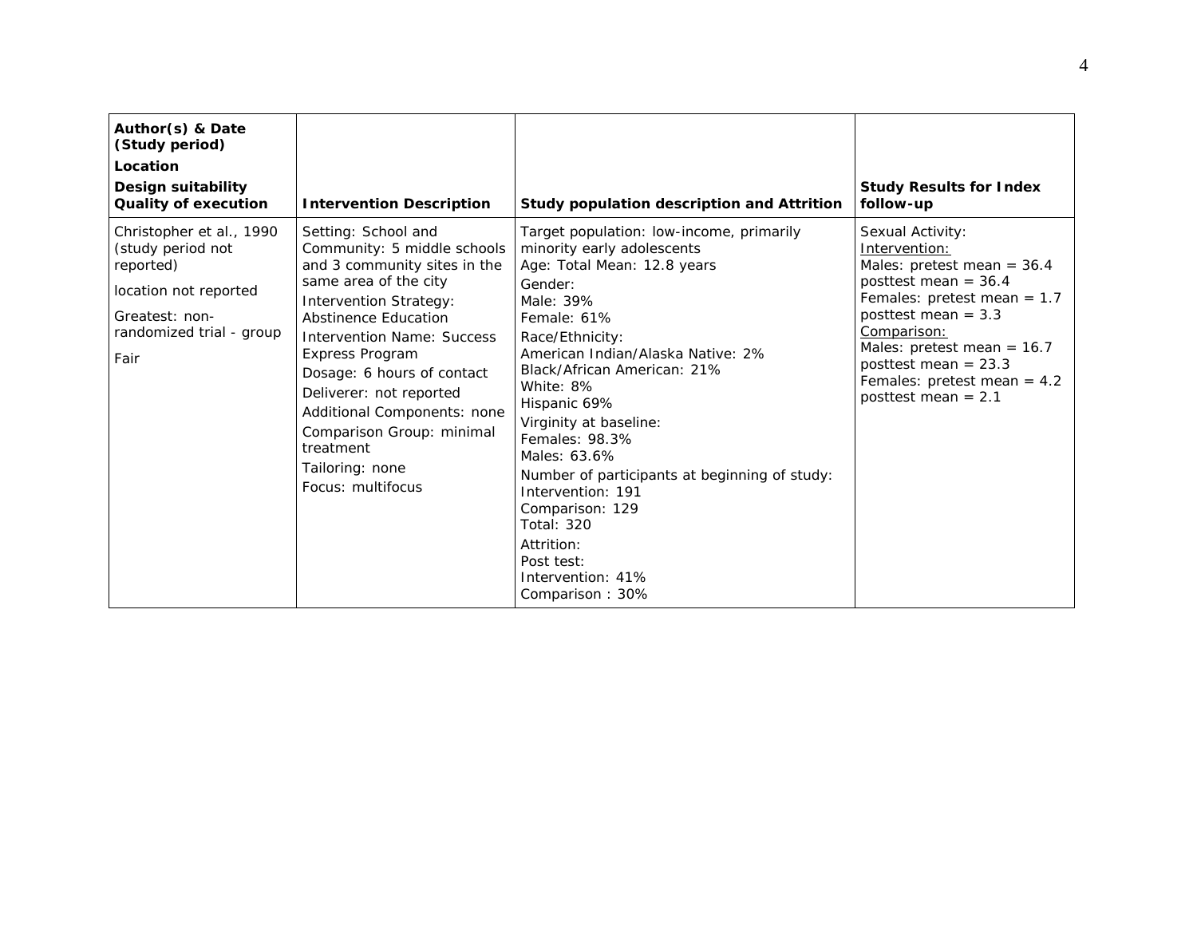| Author(s) & Date (Study period) Location Design suitability Quality of execution | Intervention Description | Study population description and Attrition | Study Results for Index follow-up |
|---|---|---|---|
| Christopher et al., 1990 (study period not reported)<br><br>location not reported<br><br>Greatest: non-randomized trial - group<br><br>Fair | Setting: School and Community: 5 middle schools and 3 community sites in the same area of the city<br>Intervention Strategy: Abstinence Education<br>Intervention Name: Success Express Program<br>Dosage: 6 hours of contact<br>Deliverer: not reported<br>Additional Components: none<br>Comparison Group: minimal treatment<br>Tailoring: none<br>Focus: multifocus | Target population: low-income, primarily minority early adolescents<br>Age: Total Mean: 12.8 years<br>Gender:<br>Male: 39%<br>Female: 61%<br>Race/Ethnicity:<br>American Indian/Alaska Native: 2%<br>Black/African American: 21%<br>White: 8%<br>Hispanic 69%<br>Virginity at baseline:<br>Females: 98.3%<br>Males: 63.6%<br>Number of participants at beginning of study:<br>Intervention: 191<br>Comparison: 129<br>Total: 320<br>Attrition:<br>Post test:<br>Intervention: 41%<br>Comparison : 30% | Sexual Activity:<br>Intervention:<br>Males: pretest mean = 36.4 posttest mean = 36.4<br>Females: pretest mean = 1.7 posttest mean = 3.3<br>Comparison:<br>Males: pretest mean = 16.7 posttest mean = 23.3<br>Females: pretest mean = 4.2 posttest mean = 2.1 |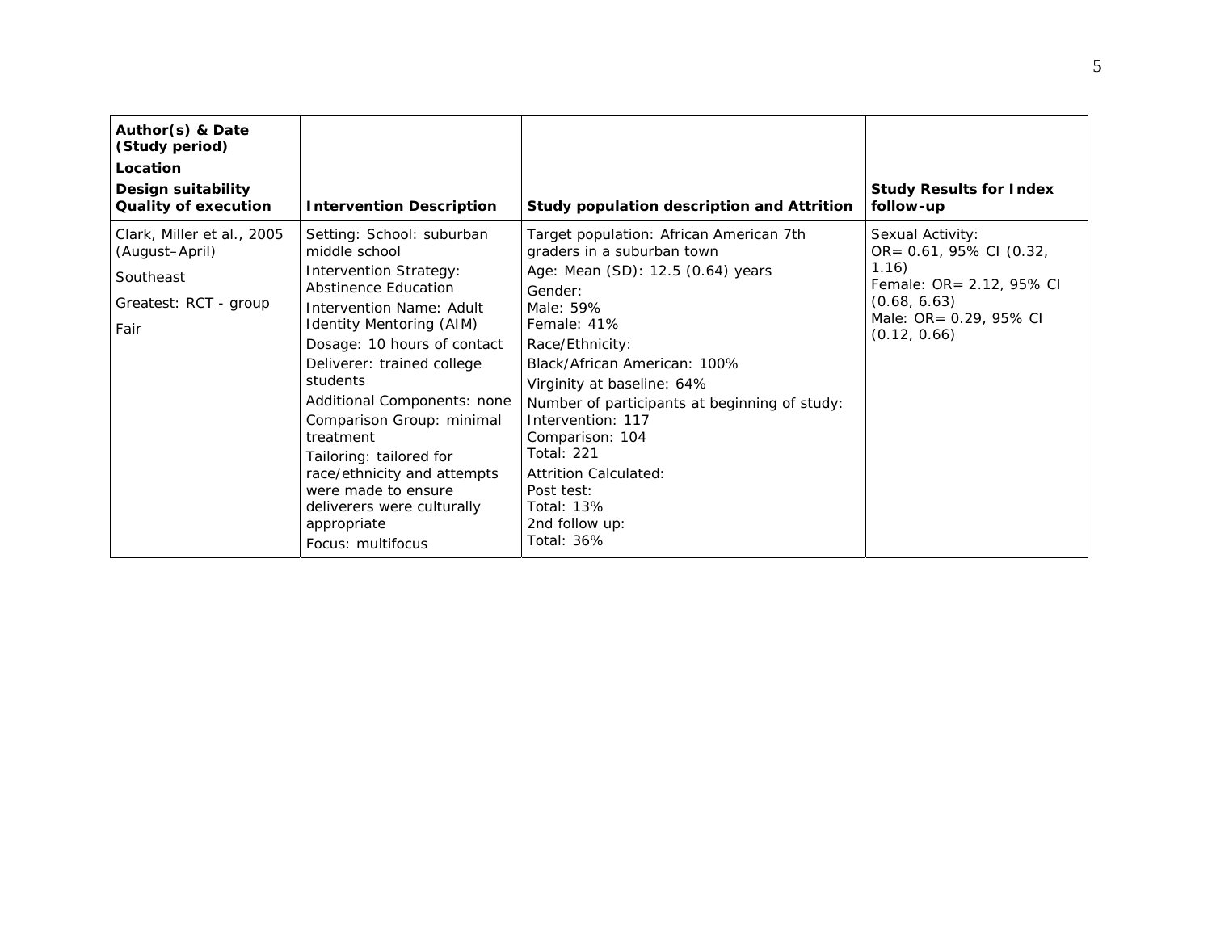| Author(s) & Date (Study period)<br>Location<br>Design suitability<br>Quality of execution | Intervention Description | Study population description and Attrition | Study Results for Index follow-up |
|---|---|---|---|
| Clark, Miller et al., 2005 (August–April)<br>Southeast<br>Greatest: RCT - group<br>Fair | Setting: School: suburban middle school<br>Intervention Strategy: Abstinence Education<br>Intervention Name: Adult Identity Mentoring (AIM)<br>Dosage: 10 hours of contact<br>Deliverer: trained college students<br>Additional Components: none<br>Comparison Group: minimal treatment<br>Tailoring: tailored for race/ethnicity and attempts were made to ensure deliverers were culturally appropriate<br>Focus: multifocus | Target population: African American 7th graders in a suburban town<br>Age: Mean (SD): 12.5 (0.64) years<br>Gender:<br>Male: 59%<br>Female: 41%<br>Race/Ethnicity:<br>Black/African American: 100%<br>Virginity at baseline: 64%<br>Number of participants at beginning of study:<br>Intervention: 117<br>Comparison: 104<br>Total: 221<br>Attrition Calculated:<br>Post test:<br>Total: 13%<br>2nd follow up:<br>Total: 36% | Sexual Activity:<br>OR= 0.61, 95% CI (0.32, 1.16)<br>Female: OR= 2.12, 95% CI (0.68, 6.63)<br>Male: OR= 0.29, 95% CI (0.12, 0.66) |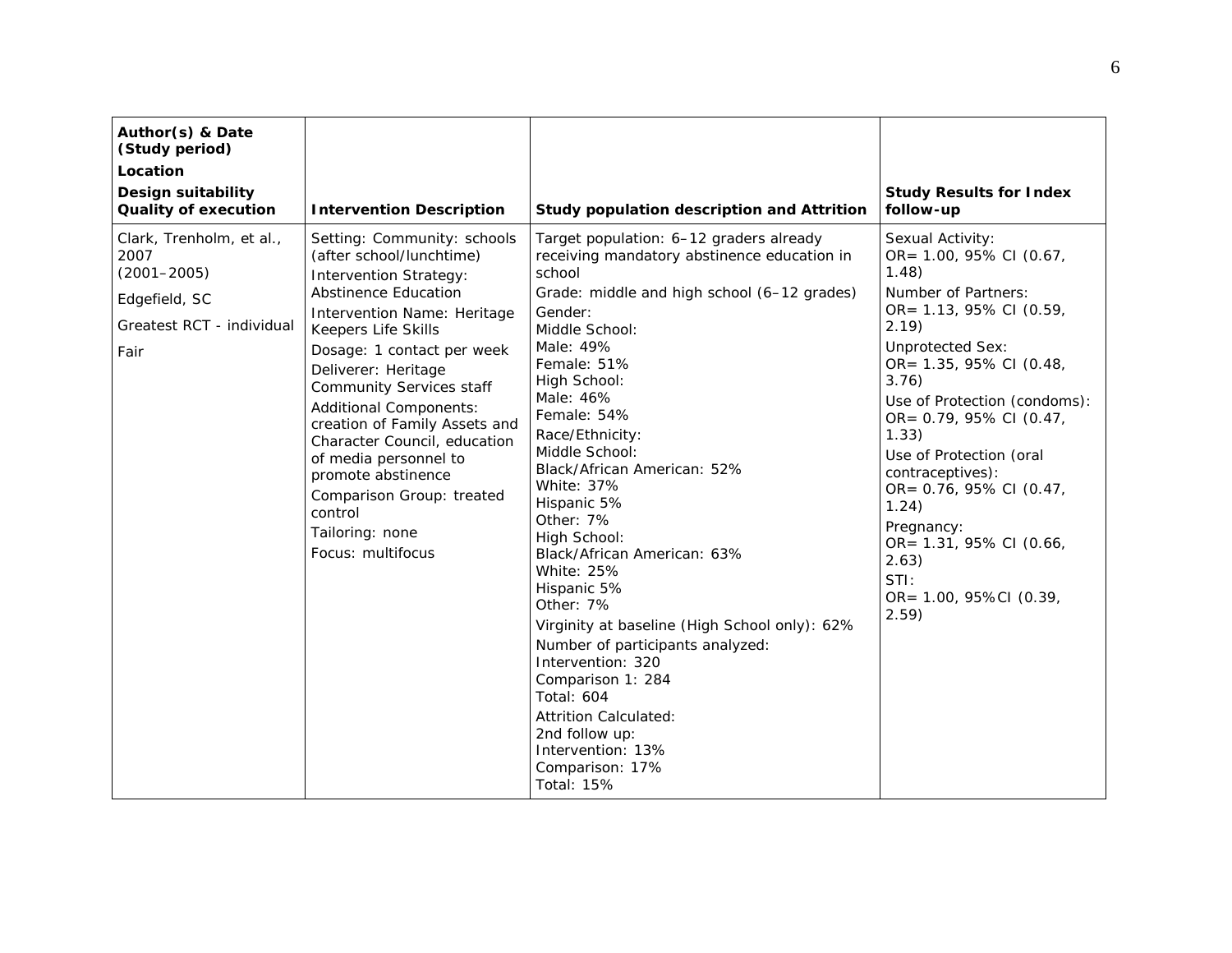| Author(s) & Date (Study period)<br>Location<br>Design suitability<br>Quality of execution | Intervention Description | Study population description and Attrition | Study Results for Index follow-up |
|---|---|---|---|
| Clark, Trenholm, et al., 2007<br>(2001–2005)<br>Edgefield, SC<br>Greatest RCT - individual<br>Fair | Setting: Community: schools (after school/lunchtime)<br>Intervention Strategy: Abstinence Education<br>Intervention Name: Heritage Keepers Life Skills<br>Dosage: 1 contact per week<br>Deliverer: Heritage Community Services staff<br>Additional Components: creation of Family Assets and Character Council, education of media personnel to promote abstinence<br>Comparison Group: treated control<br>Tailoring: none<br>Focus: multifocus | Target population: 6–12 graders already receiving mandatory abstinence education in school<br>Grade: middle and high school (6–12 grades)<br>Gender:<br>Middle School:<br>Male: 49%<br>Female: 51%<br>High School:<br>Male: 46%<br>Female: 54%<br>Race/Ethnicity:<br>Middle School:<br>Black/African American: 52%<br>White: 37%<br>Hispanic 5%<br>Other: 7%<br>High School:<br>Black/African American: 63%<br>White: 25%<br>Hispanic 5%<br>Other: 7%<br>Virginity at baseline (High School only): 62%<br>Number of participants analyzed:<br>Intervention: 320<br>Comparison 1: 284<br>Total: 604<br>Attrition Calculated:<br>2nd follow up:<br>Intervention: 13%<br>Comparison: 17%<br>Total: 15% | Sexual Activity:<br>OR= 1.00, 95% CI (0.67, 1.48)<br>Number of Partners:<br>OR= 1.13, 95% CI (0.59, 2.19)<br>Unprotected Sex:<br>OR= 1.35, 95% CI (0.48, 3.76)<br>Use of Protection (condoms):<br>OR= 0.79, 95% CI (0.47, 1.33)<br>Use of Protection (oral contraceptives):<br>OR= 0.76, 95% CI (0.47, 1.24)<br>Pregnancy:<br>OR= 1.31, 95% CI (0.66, 2.63)<br>STI:<br>OR= 1.00, 95%CI (0.39, 2.59) |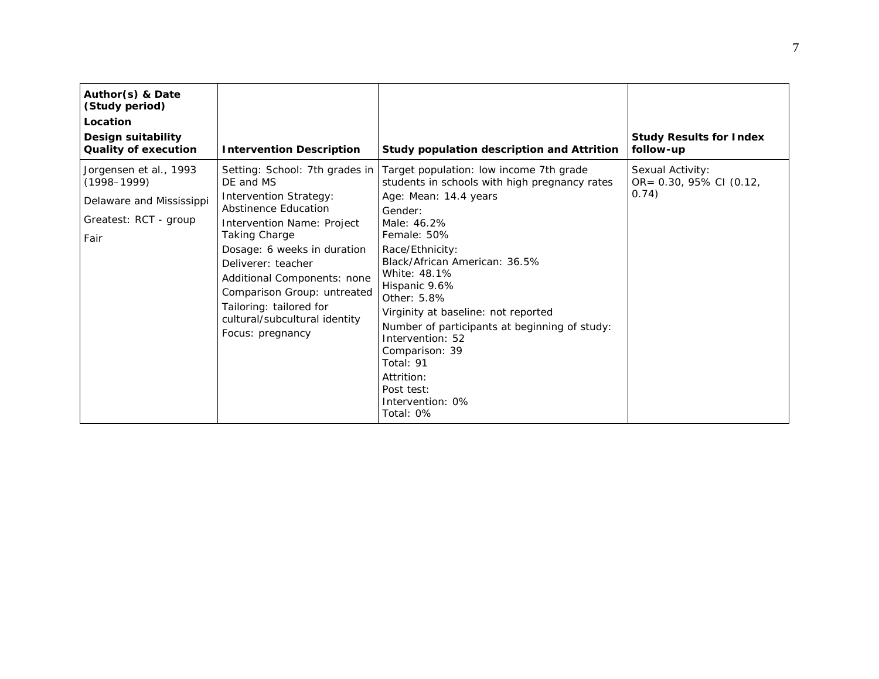| Author(s) & Date (Study period)<br>Location<br>Design suitability<br>Quality of execution | Intervention Description | Study population description and Attrition | Study Results for Index follow-up |
|---|---|---|---|
| Jorgensen et al., 1993 (1998–1999)<br>Delaware and Mississippi<br>Greatest: RCT - group<br>Fair | Setting: School: 7th grades in DE and MS<br>Intervention Strategy: Abstinence Education<br>Intervention Name: Project Taking Charge<br>Dosage: 6 weeks in duration<br>Deliverer: teacher<br>Additional Components: none<br>Comparison Group: untreated<br>Tailoring: tailored for cultural/subcultural identity<br>Focus: pregnancy | Target population: low income 7th grade students in schools with high pregnancy rates<br>Age: Mean: 14.4 years<br>Gender:<br>Male: 46.2%<br>Female: 50%<br>Race/Ethnicity:<br>Black/African American: 36.5%<br>White: 48.1%<br>Hispanic 9.6%<br>Other: 5.8%<br>Virginity at baseline: not reported<br>Number of participants at beginning of study:<br>Intervention: 52<br>Comparison: 39<br>Total: 91<br>Attrition:<br>Post test:<br>Intervention: 0%<br>Total: 0% | Sexual Activity:<br>OR= 0.30, 95% CI (0.12, 0.74) |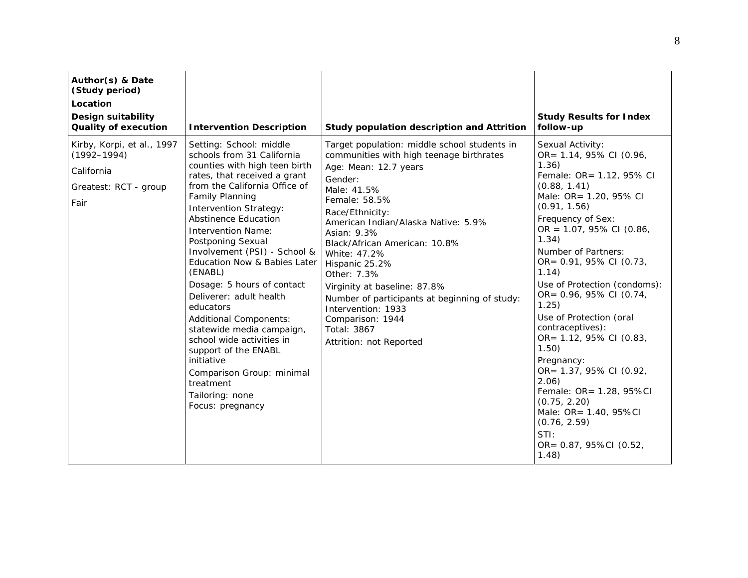| Author(s) & Date (Study period)<br>Location<br>Design suitability<br>Quality of execution | Intervention Description | Study population description and Attrition | Study Results for Index follow-up |
|---|---|---|---|
| Kirby, Korpi, et al., 1997 (1992–1994)<br>California<br>Greatest: RCT - group<br>Fair | Setting: School: middle schools from 31 California counties with high teen birth rates, that received a grant from the California Office of Family Planning<br>Intervention Strategy: Abstinence Education<br>Intervention Name: Postponing Sexual Involvement (PSI) - School & Education Now & Babies Later (ENABL)<br>Dosage: 5 hours of contact<br>Deliverer: adult health educators<br>Additional Components: statewide media campaign, school wide activities in support of the ENABL initiative<br>Comparison Group: minimal treatment<br>Tailoring: none<br>Focus: pregnancy | Target population: middle school students in communities with high teenage birthrates<br>Age: Mean: 12.7 years<br>Gender:<br>Male: 41.5%<br>Female: 58.5%<br>Race/Ethnicity:<br>American Indian/Alaska Native: 5.9%<br>Asian: 9.3%<br>Black/African American: 10.8%<br>White: 47.2%<br>Hispanic 25.2%<br>Other: 7.3%<br>Virginity at baseline: 87.8%<br>Number of participants at beginning of study:<br>Intervention: 1933<br>Comparison: 1944<br>Total: 3867<br>Attrition: not Reported | Sexual Activity:<br>OR= 1.14, 95% CI (0.96, 1.36)<br>Female: OR= 1.12, 95% CI (0.88, 1.41)<br>Male: OR= 1.20, 95% CI (0.91, 1.56)<br>Frequency of Sex:<br>OR = 1.07, 95% CI (0.86, 1.34)<br>Number of Partners:<br>OR= 0.91, 95% CI (0.73, 1.14)<br>Use of Protection (condoms):<br>OR= 0.96, 95% CI (0.74, 1.25)<br>Use of Protection (oral contraceptives):<br>OR= 1.12, 95% CI (0.83, 1.50)<br>Pregnancy:<br>OR= 1.37, 95% CI (0.92, 2.06)<br>Female: OR= 1.28, 95%CI (0.75, 2.20)<br>Male: OR= 1.40, 95%CI (0.76, 2.59)<br>STI:<br>OR= 0.87, 95%CI (0.52, 1.48) |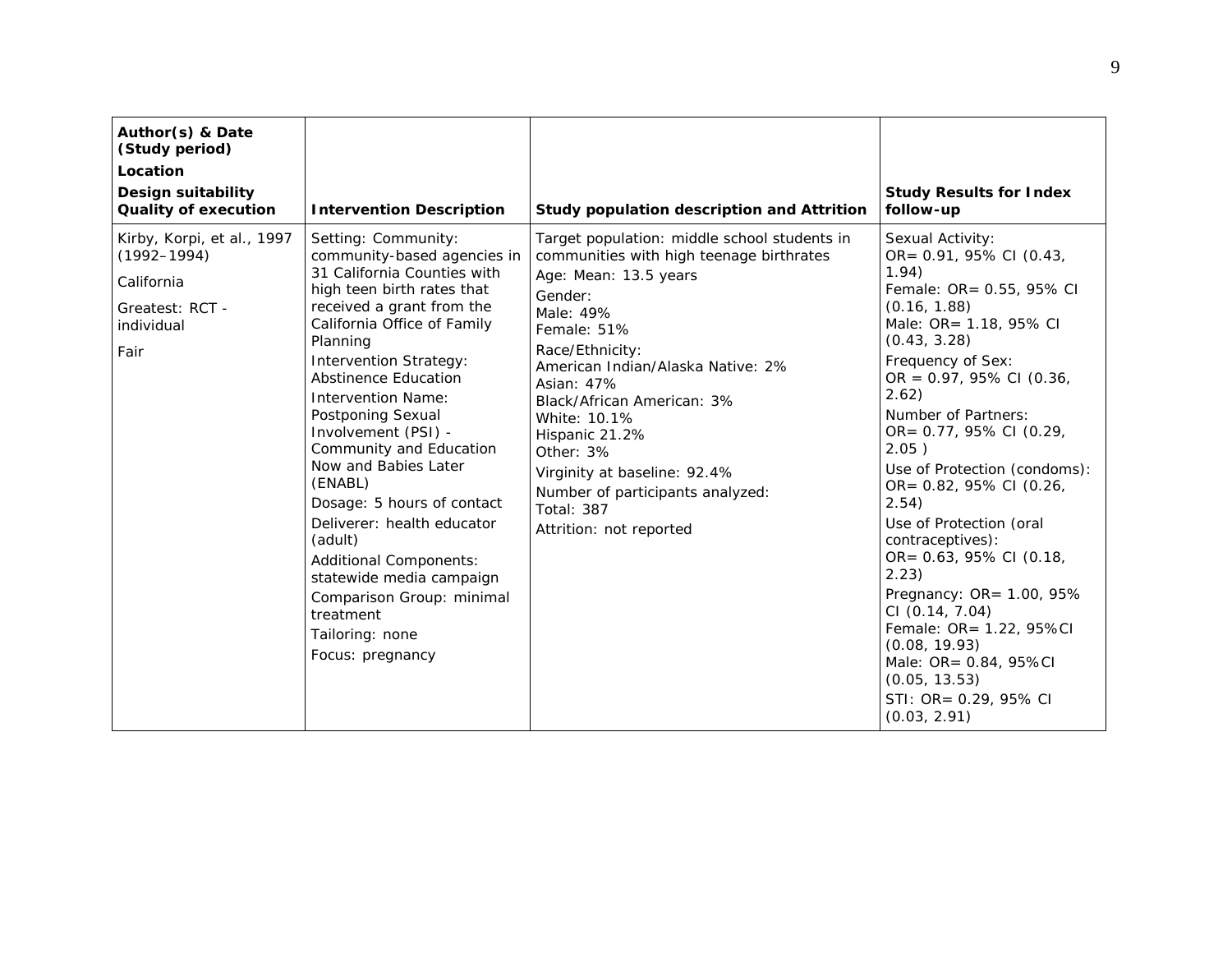| Author(s) & Date (Study period)<br>Location<br>Design suitability<br>Quality of execution | Intervention Description | Study population description and Attrition | Study Results for Index follow-up |
|---|---|---|---|
| Kirby, Korpi, et al., 1997 (1992–1994)<br>California<br>Greatest: RCT - individual<br>Fair | Setting: Community: community-based agencies in 31 California Counties with high teen birth rates that received a grant from the California Office of Family Planning<br>Intervention Strategy: Abstinence Education<br>Intervention Name: Postponing Sexual Involvement (PSI) - Community and Education Now and Babies Later (ENABL)<br>Dosage: 5 hours of contact<br>Deliverer: health educator (adult)<br>Additional Components: statewide media campaign<br>Comparison Group: minimal treatment<br>Tailoring: none<br>Focus: pregnancy | Target population: middle school students in communities with high teenage birthrates<br>Age: Mean: 13.5 years<br>Gender:<br>Male: 49%<br>Female: 51%<br>Race/Ethnicity:<br>American Indian/Alaska Native: 2%<br>Asian: 47%<br>Black/African American: 3%<br>White: 10.1%<br>Hispanic 21.2%<br>Other: 3%<br>Virginity at baseline: 92.4%<br>Number of participants analyzed:<br>Total: 387<br>Attrition: not reported | Sexual Activity:<br>OR= 0.91, 95% CI (0.43, 1.94)<br>Female: OR= 0.55, 95% CI (0.16, 1.88)<br>Male: OR= 1.18, 95% CI (0.43, 3.28)<br>Frequency of Sex:<br>OR = 0.97, 95% CI (0.36, 2.62)<br>Number of Partners:<br>OR= 0.77, 95% CI (0.29, 2.05 )<br>Use of Protection (condoms):<br>OR= 0.82, 95% CI (0.26, 2.54)<br>Use of Protection (oral contraceptives):<br>OR= 0.63, 95% CI (0.18, 2.23)<br>Pregnancy: OR= 1.00, 95% CI (0.14, 7.04)<br>Female: OR= 1.22, 95%CI (0.08, 19.93)<br>Male: OR= 0.84, 95%CI (0.05, 13.53)<br>STI: OR= 0.29, 95% CI (0.03, 2.91) |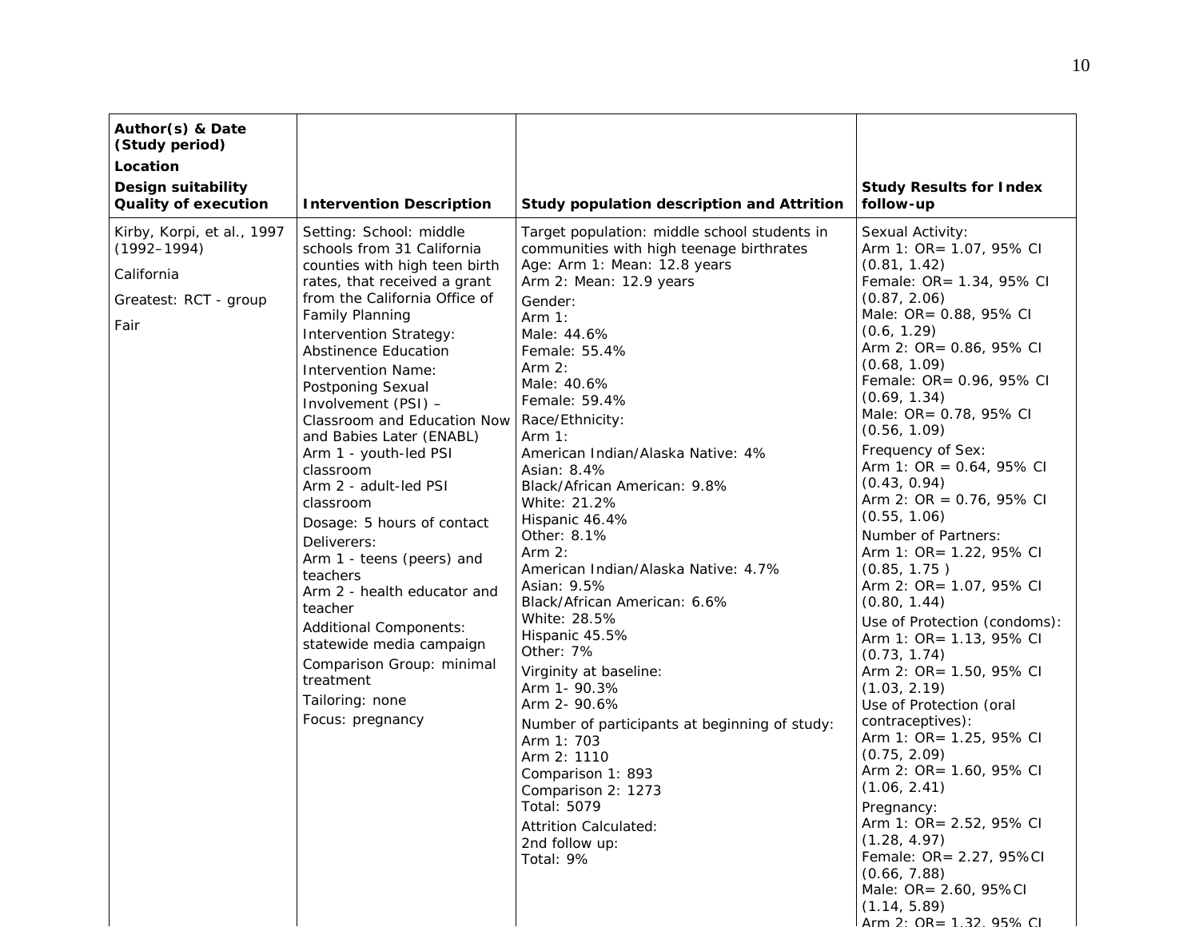| Author(s) & Date (Study period)<br>Location<br>Design suitability<br>Quality of execution | Intervention Description | Study population description and Attrition | Study Results for Index follow-up |
|---|---|---|---|
| Kirby, Korpi, et al., 1997 (1992–1994)<br>California<br>Greatest: RCT - group<br>Fair | Setting: School: middle schools from 31 California counties with high teen birth rates, that received a grant from the California Office of Family Planning<br>Intervention Strategy: Abstinence Education<br>Intervention Name: Postponing Sexual Involvement (PSI) – Classroom and Education Now and Babies Later (ENABL)<br>Arm 1 - youth-led PSI classroom<br>Arm 2 - adult-led PSI classroom<br>Dosage: 5 hours of contact<br>Deliverers:<br>Arm 1 - teens (peers) and teachers<br>Arm 2 - health educator and teacher<br>Additional Components: statewide media campaign<br>Comparison Group: minimal treatment<br>Tailoring: none<br>Focus: pregnancy | Target population: middle school students in communities with high teenage birthrates<br>Age: Arm 1: Mean: 12.8 years<br>Arm 2: Mean: 12.9 years<br>Gender:<br>Arm 1:<br>Male: 44.6%<br>Female: 55.4%<br>Arm 2:<br>Male: 40.6%<br>Female: 59.4%<br>Race/Ethnicity:<br>Arm 1:<br>American Indian/Alaska Native: 4%<br>Asian: 8.4%<br>Black/African American: 9.8%<br>White: 21.2%<br>Hispanic 46.4%<br>Other: 8.1%<br>Arm 2:<br>American Indian/Alaska Native: 4.7%<br>Asian: 9.5%<br>Black/African American: 6.6%<br>White: 28.5%<br>Hispanic 45.5%<br>Other: 7%<br>Virginity at baseline:<br>Arm 1- 90.3%<br>Arm 2- 90.6%<br>Number of participants at beginning of study:<br>Arm 1: 703<br>Arm 2: 1110<br>Comparison 1: 893<br>Comparison 2: 1273<br>Total: 5079<br>Attrition Calculated:<br>2nd follow up:<br>Total: 9% | Sexual Activity:<br>Arm 1: OR= 1.07, 95% CI (0.81, 1.42)<br>Female: OR= 1.34, 95% CI (0.87, 2.06)<br>Male: OR= 0.88, 95% CI (0.6, 1.29)<br>Arm 2: OR= 0.86, 95% CI (0.68, 1.09)<br>Female: OR= 0.96, 95% CI (0.69, 1.34)<br>Male: OR= 0.78, 95% CI (0.56, 1.09)<br>Frequency of Sex:<br>Arm 1: OR = 0.64, 95% CI (0.43, 0.94)<br>Arm 2: OR = 0.76, 95% CI (0.55, 1.06)<br>Number of Partners:<br>Arm 1: OR= 1.22, 95% CI (0.85, 1.75 )<br>Arm 2: OR= 1.07, 95% CI (0.80, 1.44)<br>Use of Protection (condoms):<br>Arm 1: OR= 1.13, 95% CI (0.73, 1.74)<br>Arm 2: OR= 1.50, 95% CI (1.03, 2.19)<br>Use of Protection (oral contraceptives):<br>Arm 1: OR= 1.25, 95% CI (0.75, 2.09)<br>Arm 2: OR= 1.60, 95% CI (1.06, 2.41)<br>Pregnancy:<br>Arm 1: OR= 2.52, 95% CI (1.28, 4.97)<br>Female: OR= 2.27, 95%CI (0.66, 7.88)<br>Male: OR= 2.60, 95%CI (1.14, 5.89)<br>Arm 2: OR= 1.32, 95% CI |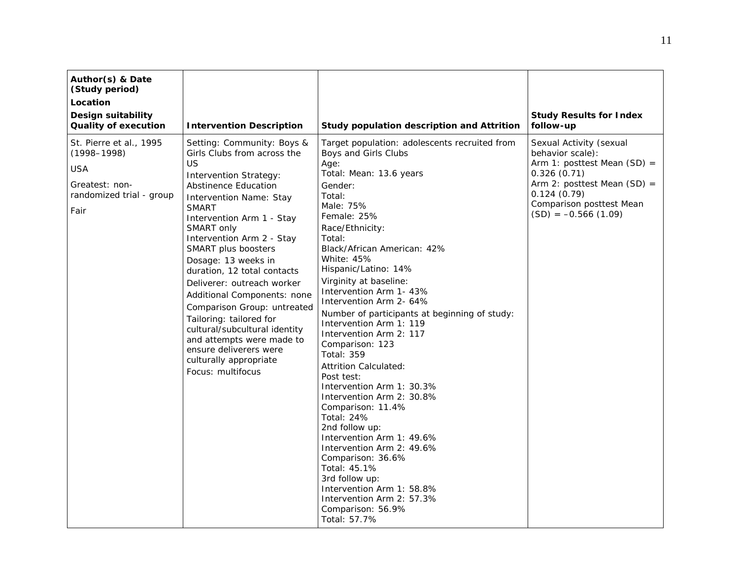| Author(s) & Date (Study period)<br>Location<br>Design suitability<br>Quality of execution | Intervention Description | Study population description and Attrition | Study Results for Index follow-up |
|---|---|---|---|
| St. Pierre et al., 1995 (1998–1998)<br>USA<br>Greatest: non-randomized trial - group<br>Fair | Setting: Community: Boys & Girls Clubs from across the US<br>Intervention Strategy: Abstinence Education<br>Intervention Name: Stay SMART<br>Intervention Arm 1 - Stay SMART only<br>Intervention Arm 2 - Stay SMART plus boosters<br>Dosage: 13 weeks in duration, 12 total contacts<br>Deliverer: outreach worker<br>Additional Components: none<br>Comparison Group: untreated<br>Tailoring: tailored for cultural/subcultural identity and attempts were made to ensure deliverers were culturally appropriate<br>Focus: multifocus | Target population: adolescents recruited from Boys and Girls Clubs<br>Age:<br>Total: Mean: 13.6 years<br>Gender:<br>Total:<br>Male: 75%<br>Female: 25%<br>Race/Ethnicity:<br>Total:<br>Black/African American: 42%<br>White: 45%<br>Hispanic/Latino: 14%<br>Virginity at baseline:<br>Intervention Arm 1- 43%<br>Intervention Arm 2- 64%<br>Number of participants at beginning of study:<br>Intervention Arm 1: 119<br>Intervention Arm 2: 117<br>Comparison: 123<br>Total: 359<br>Attrition Calculated:<br>Post test:<br>Intervention Arm 1: 30.3%<br>Intervention Arm 2: 30.8%<br>Comparison: 11.4%<br>Total: 24%<br>2nd follow up:<br>Intervention Arm 1: 49.6%<br>Intervention Arm 2: 49.6%<br>Comparison: 36.6%<br>Total: 45.1%<br>3rd follow up:<br>Intervention Arm 1: 58.8%<br>Intervention Arm 2: 57.3%<br>Comparison: 56.9%<br>Total: 57.7% | Sexual Activity (sexual behavior scale):<br>Arm 1: posttest Mean (SD) = 0.326 (0.71)<br>Arm 2: posttest Mean (SD) = 0.124 (0.79)<br>Comparison posttest Mean (SD) = –0.566 (1.09) |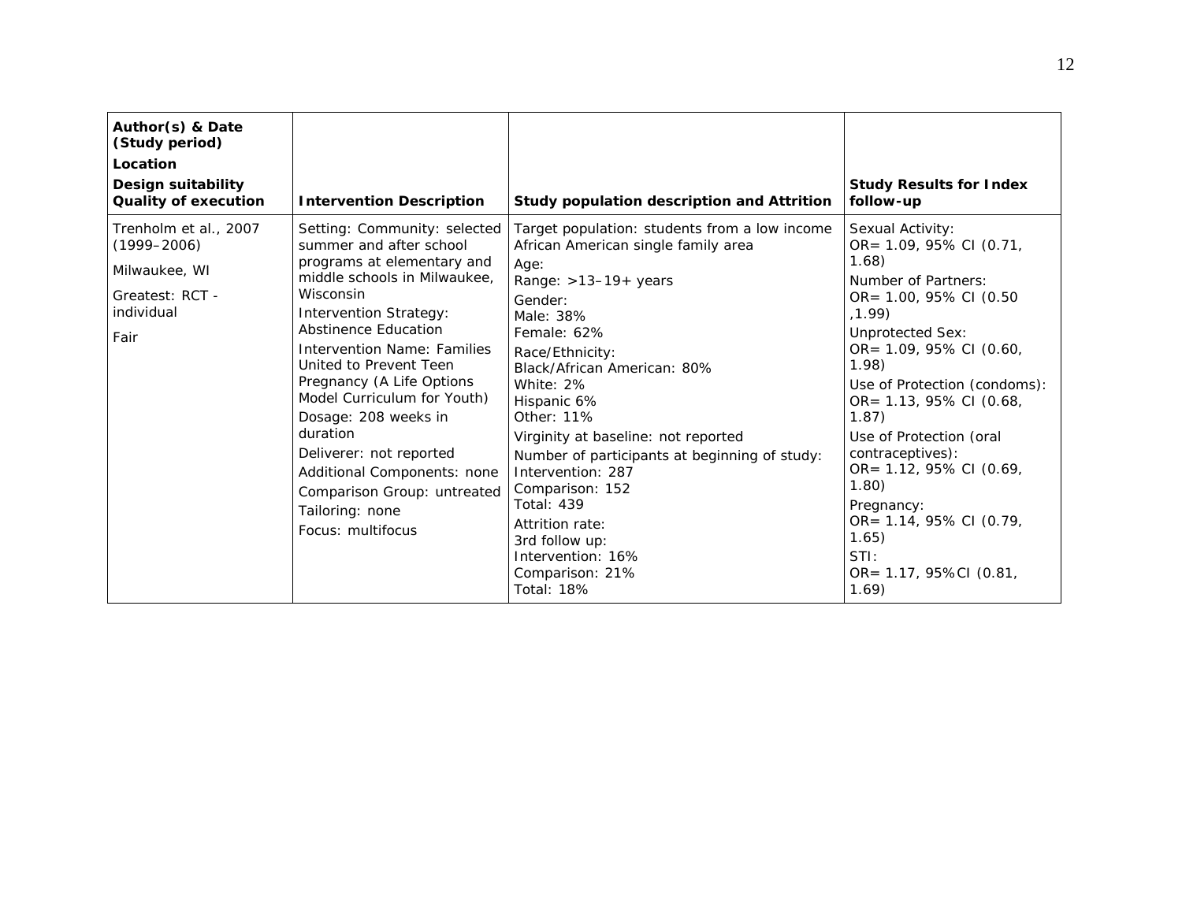| Author(s) & Date (Study period)<br>Location<br>Design suitability<br>Quality of execution | Intervention Description | Study population description and Attrition | Study Results for Index follow-up |
|---|---|---|---|
| Trenholm et al., 2007 (1999–2006)<br><br>Milwaukee, WI<br><br>Greatest: RCT - individual<br><br>Fair | Setting: Community: selected summer and after school programs at elementary and middle schools in Milwaukee, Wisconsin<br>Intervention Strategy: Abstinence Education<br>Intervention Name: Families United to Prevent Teen Pregnancy (A Life Options Model Curriculum for Youth)<br>Dosage: 208 weeks in duration<br>Deliverer: not reported<br>Additional Components: none<br>Comparison Group: untreated<br>Tailoring: none<br>Focus: multifocus | Target population: students from a low income African American single family area<br>Age:<br>Range: >13–19+ years<br>Gender:<br>Male: 38%<br>Female: 62%<br>Race/Ethnicity:<br>Black/African American: 80%<br>White: 2%<br>Hispanic 6%<br>Other: 11%<br>Virginity at baseline: not reported<br>Number of participants at beginning of study:<br>Intervention: 287<br>Comparison: 152<br>Total: 439<br>Attrition rate:<br>3rd follow up:<br>Intervention: 16%<br>Comparison: 21%<br>Total: 18% | Sexual Activity:<br>OR= 1.09, 95% CI (0.71, 1.68)<br>Number of Partners:<br>OR= 1.00, 95% CI (0.50 ,1.99)<br>Unprotected Sex:<br>OR= 1.09, 95% CI (0.60, 1.98)<br>Use of Protection (condoms):<br>OR= 1.13, 95% CI (0.68, 1.87)<br>Use of Protection (oral contraceptives):<br>OR= 1.12, 95% CI (0.69, 1.80)<br>Pregnancy:<br>OR= 1.14, 95% CI (0.79, 1.65)<br>STI:<br>OR= 1.17, 95%CI (0.81, 1.69) |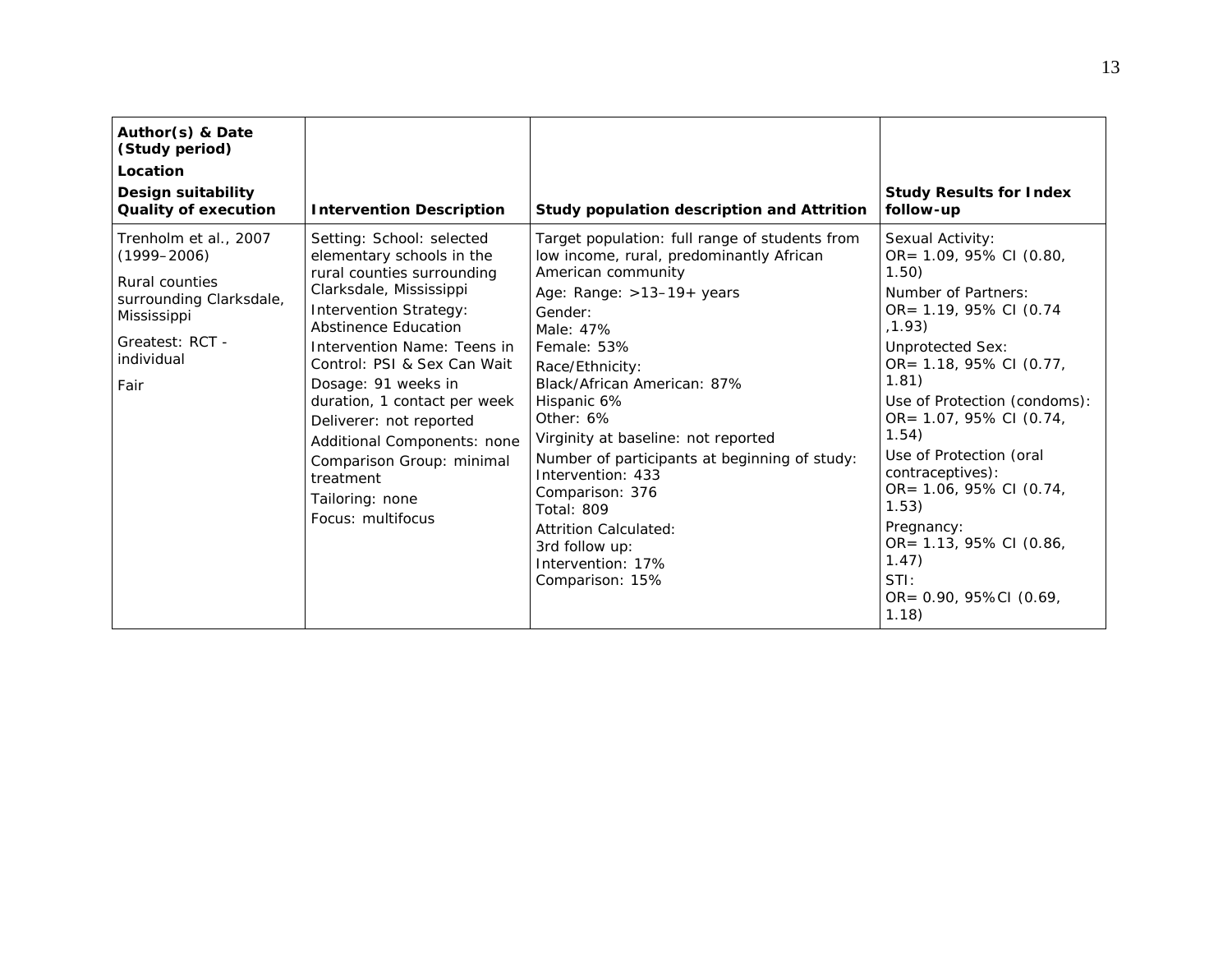| Author(s) & Date (Study period) Location Design suitability Quality of execution | Intervention Description | Study population description and Attrition | Study Results for Index follow-up |
|---|---|---|---|
| Trenholm et al., 2007 (1999–2006)<br>Rural counties surrounding Clarksdale, Mississippi<br>Greatest: RCT - individual<br>Fair | Setting: School: selected elementary schools in the rural counties surrounding Clarksdale, Mississippi<br>Intervention Strategy: Abstinence Education<br>Intervention Name: Teens in Control: PSI & Sex Can Wait<br>Dosage: 91 weeks in duration, 1 contact per week<br>Deliverer: not reported<br>Additional Components: none<br>Comparison Group: minimal treatment<br>Tailoring: none<br>Focus: multifocus | Target population: full range of students from low income, rural, predominantly African American community<br>Age: Range: >13–19+ years<br>Gender:<br>Male: 47%<br>Female: 53%<br>Race/Ethnicity:<br>Black/African American: 87%<br>Hispanic 6%<br>Other: 6%<br>Virginity at baseline: not reported<br>Number of participants at beginning of study:<br>Intervention: 433<br>Comparison: 376<br>Total: 809<br>Attrition Calculated:<br>3rd follow up:<br>Intervention: 17%<br>Comparison: 15% | Sexual Activity:<br>OR= 1.09, 95% CI (0.80, 1.50)<br>Number of Partners:<br>OR= 1.19, 95% CI (0.74 ,1.93)<br>Unprotected Sex:<br>OR= 1.18, 95% CI (0.77, 1.81)<br>Use of Protection (condoms):<br>OR= 1.07, 95% CI (0.74, 1.54)<br>Use of Protection (oral contraceptives):<br>OR= 1.06, 95% CI (0.74, 1.53)<br>Pregnancy:<br>OR= 1.13, 95% CI (0.86, 1.47)<br>STI:<br>OR= 0.90, 95%CI (0.69, 1.18) |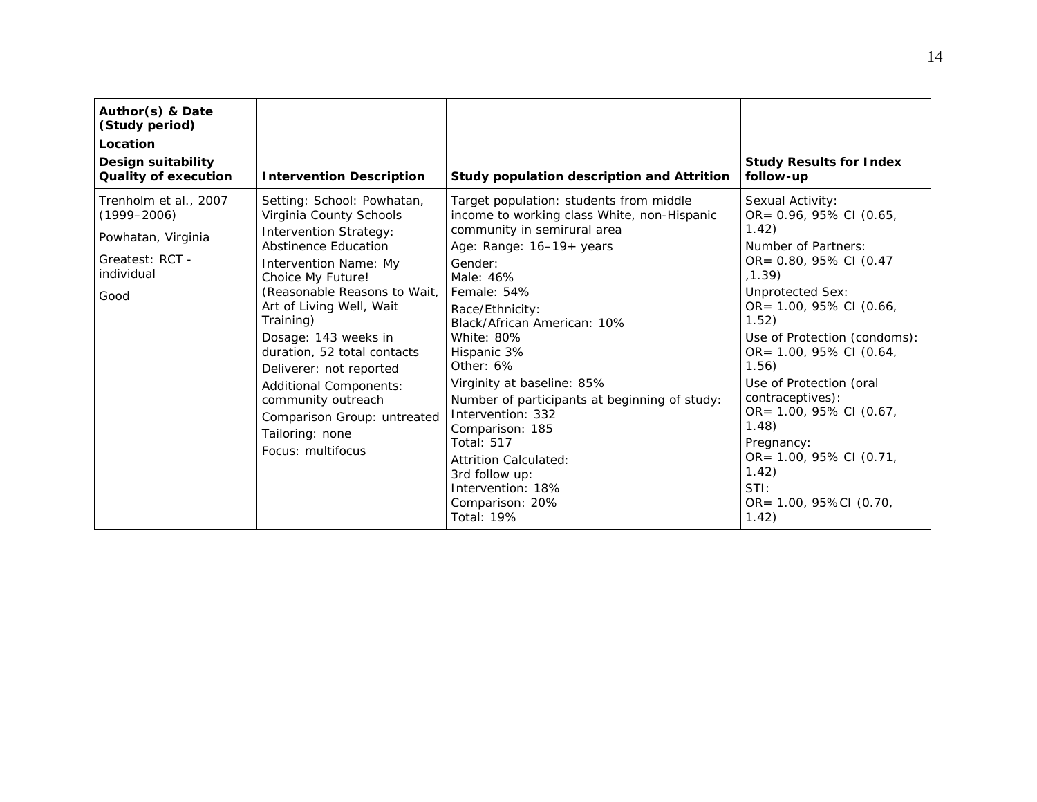| **Author(s) & Date (Study period)**<br>**Location**<br>**Design suitability**<br>**Quality of execution** | **Intervention Description** | **Study population description and Attrition** | **Study Results for Index follow-up** |
|---|---|---|---|
| Trenholm et al., 2007 (1999–2006)<br>Powhatan, Virginia<br>Greatest: RCT - individual<br>Good | Setting: School: Powhatan, Virginia County Schools<br>Intervention Strategy: Abstinence Education<br>Intervention Name: My Choice My Future! (Reasonable Reasons to Wait, Art of Living Well, Wait Training)<br>Dosage: 143 weeks in duration, 52 total contacts<br>Deliverer: not reported<br>Additional Components: community outreach<br>Comparison Group: untreated<br>Tailoring: none<br>Focus: multifocus | Target population: students from middle income to working class White, non-Hispanic community in semirural area<br>Age: Range: 16–19+ years<br>Gender:<br>Male: 46%<br>Female: 54%<br>Race/Ethnicity:<br>Black/African American: 10%<br>White: 80%<br>Hispanic 3%<br>Other: 6%<br>Virginity at baseline: 85%<br>Number of participants at beginning of study:<br>Intervention: 332<br>Comparison: 185<br>Total: 517<br>Attrition Calculated:<br>3rd follow up:<br>Intervention: 18%<br>Comparison: 20%<br>Total: 19% | Sexual Activity:<br>OR= 0.96, 95% CI (0.65, 1.42)<br>Number of Partners:<br>OR= 0.80, 95% CI (0.47 ,1.39)<br>Unprotected Sex:<br>OR= 1.00, 95% CI (0.66, 1.52)<br>Use of Protection (condoms):<br>OR= 1.00, 95% CI (0.64, 1.56)<br>Use of Protection (oral contraceptives):<br>OR= 1.00, 95% CI (0.67, 1.48)<br>Pregnancy:<br>OR= 1.00, 95% CI (0.71, 1.42)<br>STI:<br>OR= 1.00, 95%CI (0.70, 1.42) |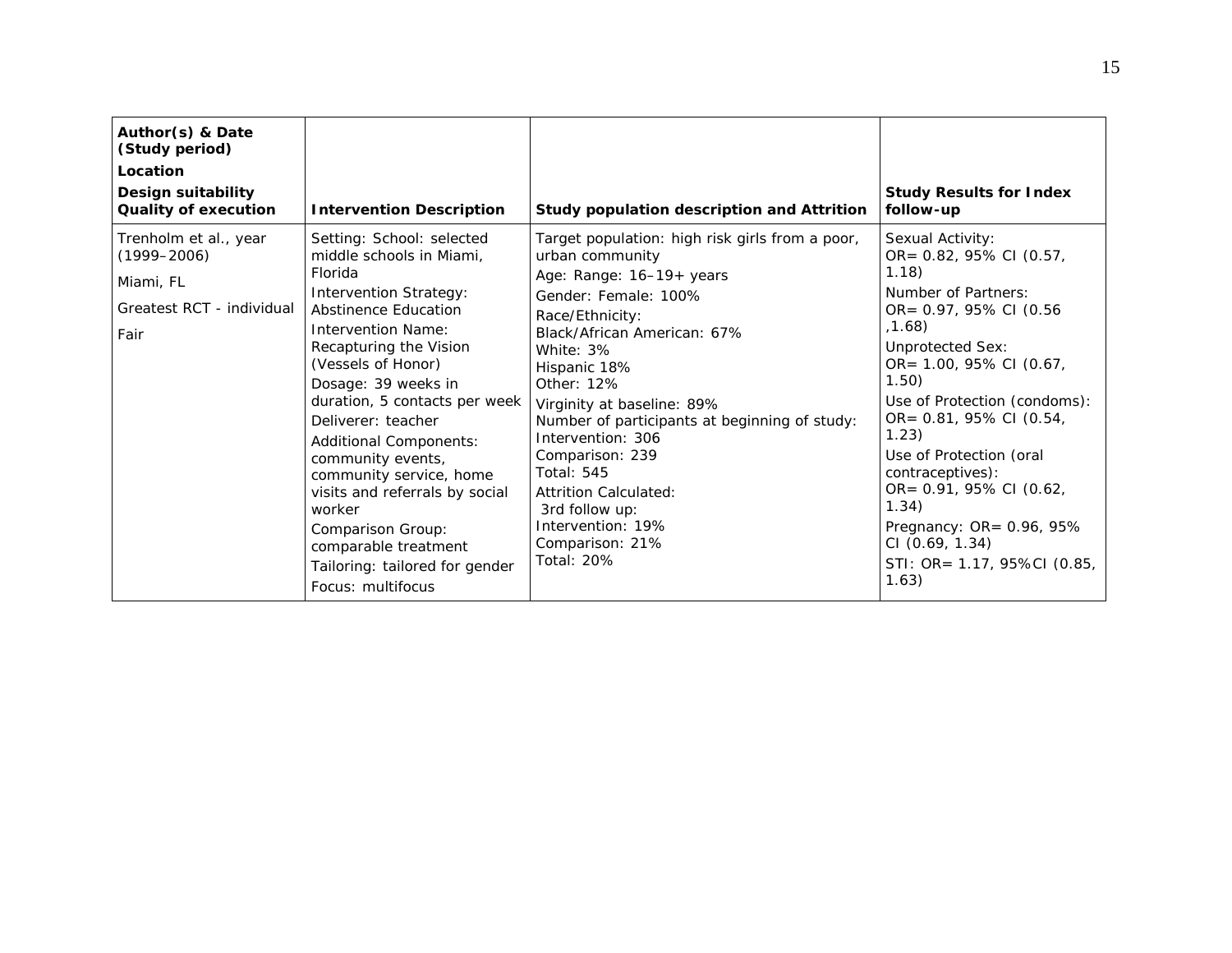| **Author(s) & Date (Study period)** <br> **Location** <br> **Design suitability** <br> **Quality of execution** | **Intervention Description** | **Study population description and Attrition** | **Study Results for Index follow-up** |
|---|---|---|---|
| Trenholm et al., year (1999–2006) <br><br> Miami, FL <br><br> Greatest RCT - individual <br><br> Fair | Setting: School: selected middle schools in Miami, Florida <br> Intervention Strategy: Abstinence Education <br> Intervention Name: Recapturing the Vision (Vessels of Honor) <br> Dosage: 39 weeks in duration, 5 contacts per week <br> Deliverer: teacher <br> Additional Components: community events, community service, home visits and referrals by social worker <br> Comparison Group: comparable treatment <br> Tailoring: tailored for gender <br> Focus: multifocus | Target population: high risk girls from a poor, urban community <br> Age: Range: 16–19+ years <br> Gender: Female: 100% <br> Race/Ethnicity: <br> Black/African American: 67% <br> White: 3% <br> Hispanic 18% <br> Other: 12% <br> Virginity at baseline: 89% <br> Number of participants at beginning of study: <br> Intervention: 306 <br> Comparison: 239 <br> Total: 545 <br> Attrition Calculated: <br> 3rd follow up: <br> Intervention: 19% <br> Comparison: 21% <br> Total: 20% | Sexual Activity: <br> OR= 0.82, 95% CI (0.57, 1.18) <br> Number of Partners: <br> OR= 0.97, 95% CI (0.56 ,1.68) <br> Unprotected Sex: <br> OR= 1.00, 95% CI (0.67, 1.50) <br> Use of Protection (condoms): <br> OR= 0.81, 95% CI (0.54, 1.23) <br> Use of Protection (oral contraceptives): <br> OR= 0.91, 95% CI (0.62, 1.34) <br> Pregnancy: OR= 0.96, 95% CI (0.69, 1.34) <br> STI: OR= 1.17, 95%CI (0.85, 1.63) |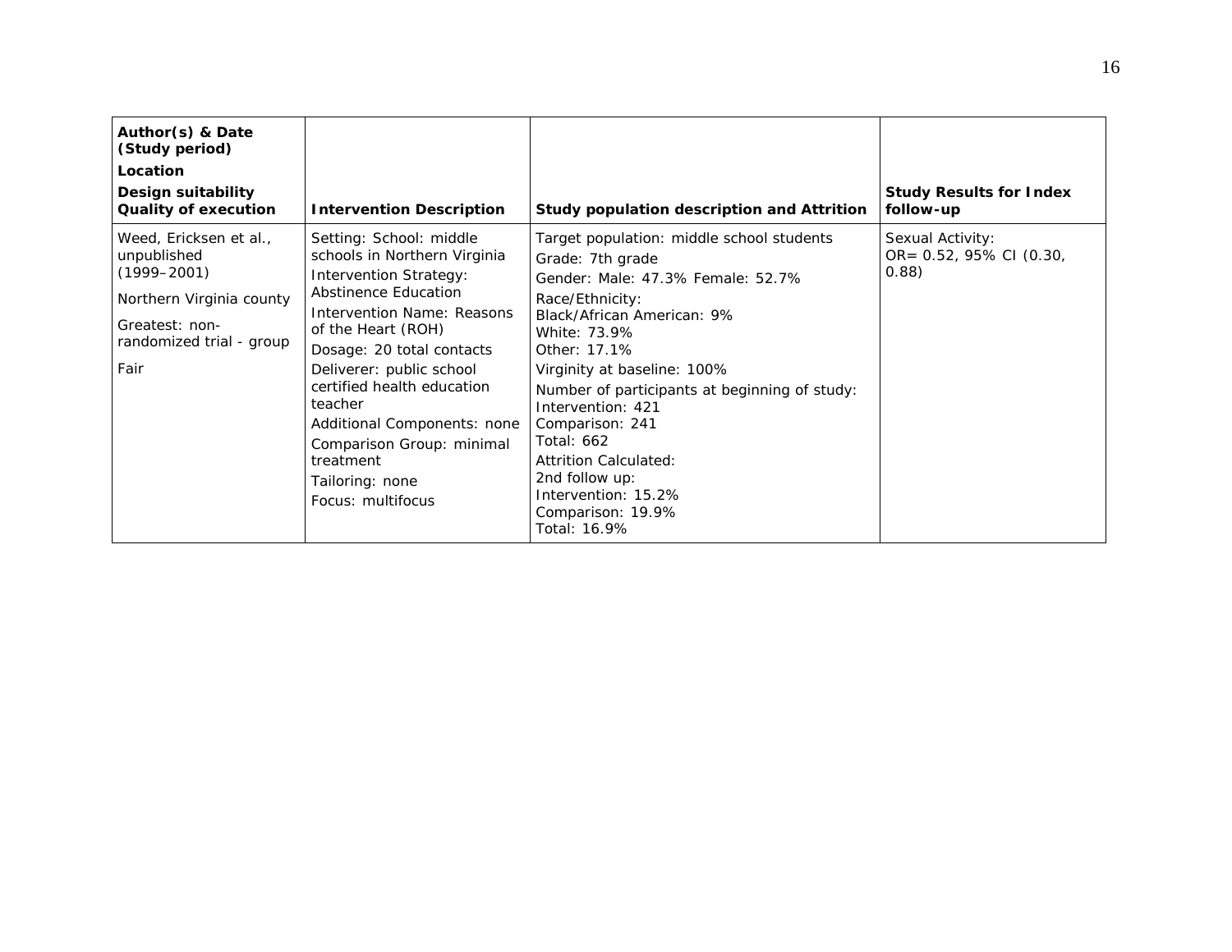| Author(s) & Date (Study period) <br> Location <br> Design suitability <br> Quality of execution | Intervention Description | Study population description and Attrition | Study Results for Index follow-up |
|---|---|---|---|
| Weed, Ericksen et al., unpublished (1999–2001) <br> Northern Virginia county <br> Greatest: non-randomized trial - group <br> Fair | Setting: School: middle schools in Northern Virginia <br> Intervention Strategy: Abstinence Education <br> Intervention Name: Reasons of the Heart (ROH) <br> Dosage: 20 total contacts <br> Deliverer: public school certified health education teacher <br> Additional Components: none <br> Comparison Group: minimal treatment <br> Tailoring: none <br> Focus: multifocus | Target population: middle school students <br> Grade: 7th grade <br> Gender: Male: 47.3% Female: 52.7% <br> Race/Ethnicity: <br> Black/African American: 9% <br> White: 73.9% <br> Other: 17.1% <br> Virginity at baseline: 100% <br> Number of participants at beginning of study: <br> Intervention: 421 <br> Comparison: 241 <br> Total: 662 <br> Attrition Calculated: <br> 2nd follow up: <br> Intervention: 15.2% <br> Comparison: 19.9% <br> Total: 16.9% | Sexual Activity: <br> OR= 0.52, 95% CI (0.30, 0.88) |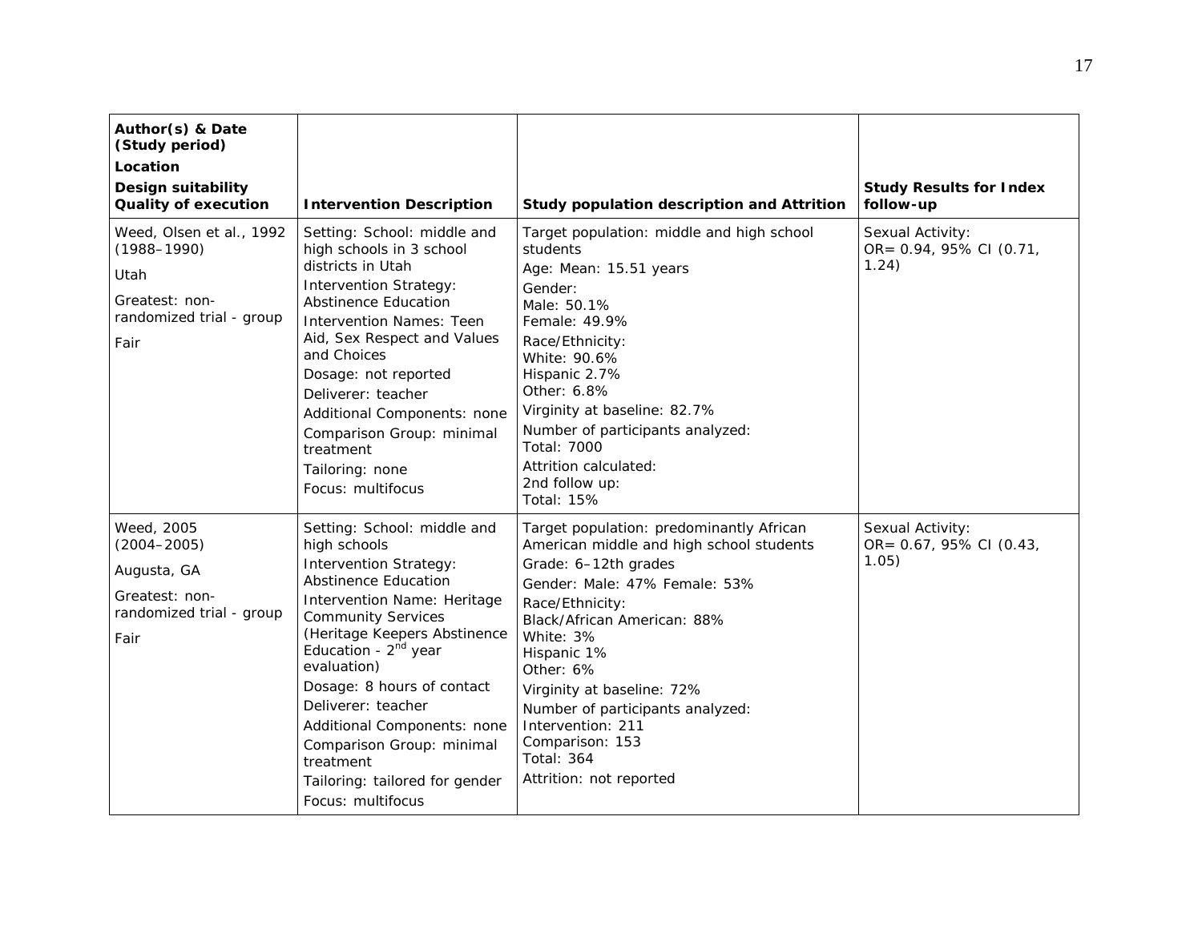| Author(s) & Date (Study period)<br>Location<br>Design suitability<br>Quality of execution | Intervention Description | Study population description and Attrition | Study Results for Index follow-up |
|---|---|---|---|
| Weed, Olsen et al., 1992 (1988–1990)<br>Utah<br>Greatest: non-randomized trial - group<br>Fair | Setting: School: middle and high schools in 3 school districts in Utah<br>Intervention Strategy: Abstinence Education<br>Intervention Names: Teen Aid, Sex Respect and Values and Choices<br>Dosage: not reported<br>Deliverer: teacher<br>Additional Components: none<br>Comparison Group: minimal treatment<br>Tailoring: none<br>Focus: multifocus | Target population: middle and high school students<br>Age: Mean: 15.51 years<br>Gender:<br>Male: 50.1%<br>Female: 49.9%<br>Race/Ethnicity:<br>White: 90.6%<br>Hispanic 2.7%<br>Other: 6.8%<br>Virginity at baseline: 82.7%<br>Number of participants analyzed:<br>Total: 7000<br>Attrition calculated:<br>2nd follow up:<br>Total: 15% | Sexual Activity:<br>OR= 0.94, 95% CI (0.71, 1.24) |
| Weed, 2005 (2004–2005)<br>Augusta, GA<br>Greatest: non-randomized trial - group<br>Fair | Setting: School: middle and high schools<br>Intervention Strategy: Abstinence Education<br>Intervention Name: Heritage Community Services (Heritage Keepers Abstinence Education - 2nd year evaluation)<br>Dosage: 8 hours of contact<br>Deliverer: teacher<br>Additional Components: none<br>Comparison Group: minimal treatment<br>Tailoring: tailored for gender<br>Focus: multifocus | Target population: predominantly African American middle and high school students<br>Grade: 6–12th grades<br>Gender: Male: 47% Female: 53%<br>Race/Ethnicity:<br>Black/African American: 88%<br>White: 3%<br>Hispanic 1%<br>Other: 6%<br>Virginity at baseline: 72%<br>Number of participants analyzed:<br>Intervention: 211<br>Comparison: 153<br>Total: 364<br>Attrition: not reported | Sexual Activity:<br>OR= 0.67, 95% CI (0.43, 1.05) |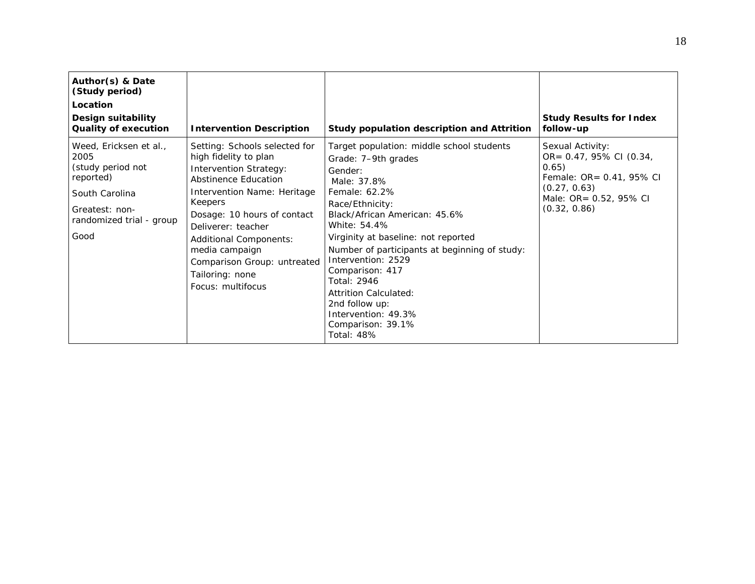| Author(s) & Date (Study period) Location Design suitability Quality of execution | Intervention Description | Study population description and Attrition | Study Results for Index follow-up |
|---|---|---|---|
| Weed, Ericksen et al., 2005 (study period not reported) <br><br> South Carolina <br><br> Greatest: non-randomized trial - group <br><br> Good | Setting: Schools selected for high fidelity to plan <br> Intervention Strategy: Abstinence Education <br> Intervention Name: Heritage Keepers <br> Dosage: 10 hours of contact <br> Deliverer: teacher <br> Additional Components: media campaign <br> Comparison Group: untreated <br> Tailoring: none <br> Focus: multifocus | Target population: middle school students <br> Grade: 7–9th grades <br> Gender: <br> Male: 37.8% <br> Female: 62.2% <br> Race/Ethnicity: <br> Black/African American: 45.6% <br> White: 54.4% <br> Virginity at baseline: not reported <br> Number of participants at beginning of study: <br> Intervention: 2529 <br> Comparison: 417 <br> Total: 2946 <br> Attrition Calculated: <br> 2nd follow up: <br> Intervention: 49.3% <br> Comparison: 39.1% <br> Total: 48% | Sexual Activity: <br> OR= 0.47, 95% CI (0.34, 0.65) <br> Female: OR= 0.41, 95% CI (0.27, 0.63) <br> Male: OR= 0.52, 95% CI (0.32, 0.86) |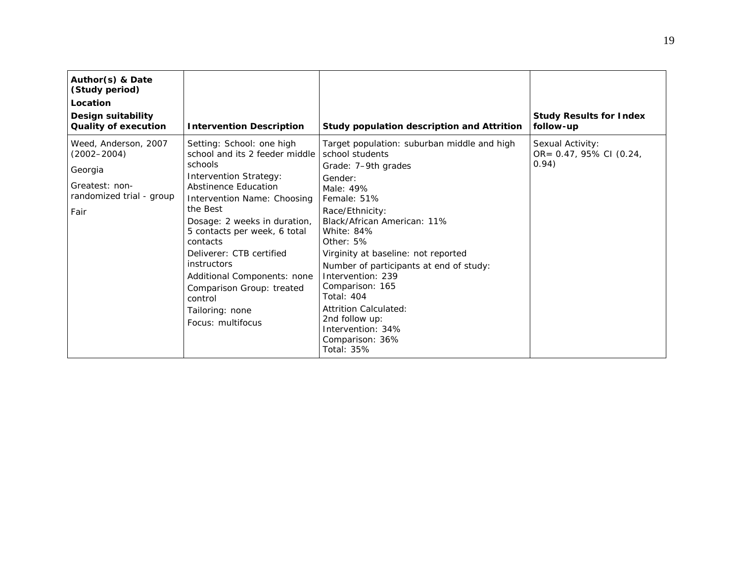| **Author(s) & Date (Study period)** **Location** **Design suitability** **Quality of execution** | **Intervention Description** | **Study population description and Attrition** | **Study Results for Index follow-up** |
|---|---|---|---|
| Weed, Anderson, 2007 (2002–2004)<br><br>Georgia<br><br>Greatest: non-randomized trial - group<br><br>Fair | Setting: School: one high school and its 2 feeder middle schools<br><br>Intervention Strategy: Abstinence Education<br><br>Intervention Name: Choosing the Best<br><br>Dosage: 2 weeks in duration, 5 contacts per week, 6 total contacts<br><br>Deliverer: CTB certified instructors<br><br>Additional Components: none<br><br>Comparison Group: treated control<br><br>Tailoring: none<br><br>Focus: multifocus | Target population: suburban middle and high school students<br><br>Grade: 7–9th grades<br><br>Gender:<br>Male: 49%<br>Female: 51%<br><br>Race/Ethnicity:<br>Black/African American: 11%<br>White: 84%<br>Other: 5%<br><br>Virginity at baseline: not reported<br><br>Number of participants at end of study:<br>Intervention: 239<br>Comparison: 165<br>Total: 404<br><br>Attrition Calculated:<br>2nd follow up:<br>Intervention: 34%<br>Comparison: 36%<br>Total: 35% | Sexual Activity:<br>OR= 0.47, 95% CI (0.24, 0.94) |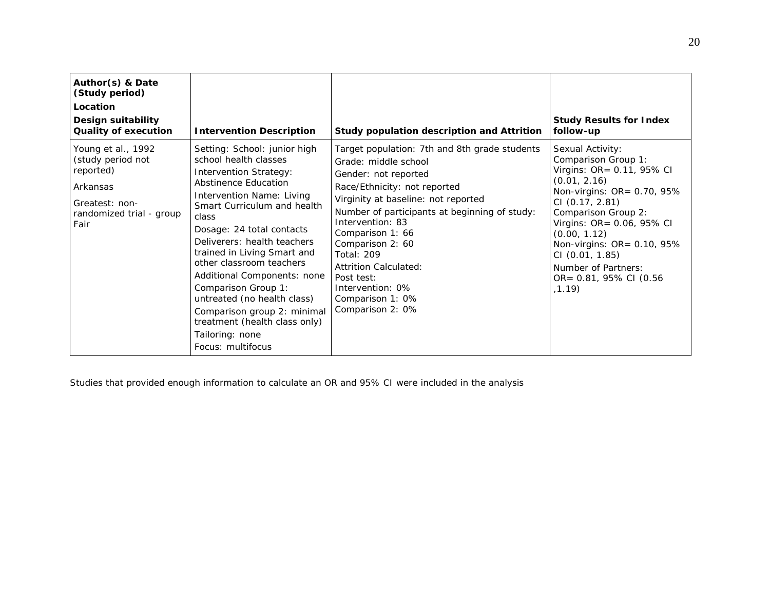| Author(s) & Date (Study period) Location Design suitability Quality of execution | Intervention Description | Study population description and Attrition | Study Results for Index follow-up |
|---|---|---|---|
| Young et al., 1992 (study period not reported)<br><br>Arkansas<br><br>Greatest: non-randomized trial - group<br>Fair | Setting: School: junior high school health classes<br>Intervention Strategy: Abstinence Education<br>Intervention Name: Living Smart Curriculum and health class<br>Dosage: 24 total contacts<br>Deliverers: health teachers trained in Living Smart and other classroom teachers<br>Additional Components: none<br>Comparison Group 1: untreated (no health class)<br>Comparison group 2: minimal treatment (health class only)<br>Tailoring: none<br>Focus: multifocus | Target population: 7th and 8th grade students<br>Grade: middle school<br>Gender: not reported<br>Race/Ethnicity: not reported<br>Virginity at baseline: not reported<br>Number of participants at beginning of study:<br>Intervention: 83<br>Comparison 1: 66<br>Comparison 2: 60<br>Total: 209<br>Attrition Calculated:<br>Post test:<br>Intervention: 0%<br>Comparison 1: 0%<br>Comparison 2: 0% | Sexual Activity:<br>Comparison Group 1:<br>Virgins: OR= 0.11, 95% CI (0.01, 2.16)<br>Non-virgins: OR= 0.70, 95% CI (0.17, 2.81)<br>Comparison Group 2:<br>Virgins: OR= 0.06, 95% CI (0.00, 1.12)<br>Non-virgins: OR= 0.10, 95% CI (0.01, 1.85)<br>Number of Partners:<br>OR= 0.81, 95% CI (0.56 ,1.19) |

Studies that provided enough information to calculate an OR and 95% CI were included in the analysis